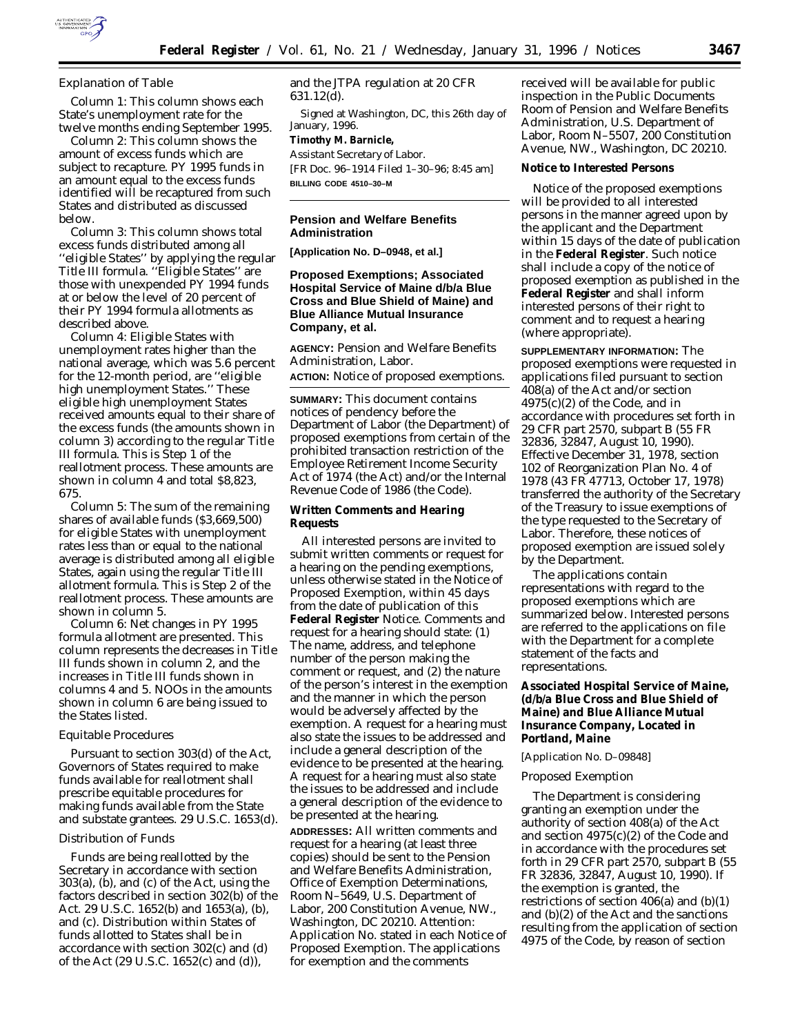### Explanation of Table

Column 1: This column shows each State's unemployment rate for the twelve months ending September 1995.

Column 2: This column shows the amount of excess funds which are subject to recapture. PY 1995 funds in an amount equal to the excess funds identified will be recaptured from such States and distributed as discussed below.

Column 3: This column shows total excess funds distributed among all ''eligible States'' by applying the regular Title III formula. ''Eligible States'' are those with unexpended PY 1994 funds at or below the level of 20 percent of their PY 1994 formula allotments as described above.

Column 4: Eligible States with unemployment rates higher than the national average, which was 5.6 percent for the 12-month period, are ''eligible high unemployment States.'' These eligible high unemployment States received amounts equal to their share of the excess funds (the amounts shown in column 3) according to the regular Title III formula. This is Step 1 of the reallotment process. These amounts are shown in column 4 and total $8,823, 675.

Column 5: The sum of the remaining shares of available funds ($3,669,500) for eligible States with unemployment rates less than or equal to the national average is distributed among all eligible States, again using the regular Title III allotment formula. This is Step 2 of the reallotment process. These amounts are shown in column 5.

Column 6: Net changes in PY 1995 formula allotment are presented. This column represents the decreases in Title III funds shown in column 2, and the increases in Title III funds shown in columns 4 and 5. NOOs in the amounts shown in column 6 are being issued to the States listed.

### Equitable Procedures

Pursuant to section 303(d) of the Act, Governors of States required to make funds available for reallotment shall prescribe equitable procedures for making funds available from the State and substate grantees. 29 U.S.C. 1653(d).

### Distribution of Funds

Funds are being reallotted by the Secretary in accordance with section 303(a), (b), and (c) of the Act, using the factors described in section 302(b) of the Act. 29 U.S.C. 1652(b) and 1653(a), (b), and (c). Distribution within States of funds allotted to States shall be in accordance with section 302(c) and (d) of the Act (29 U.S.C. 1652(c) and (d)), and the JTPA regulation at 20 CFR 631.12(d).

Signed at Washington, DC, this 26th day of January, 1996.

**Timothy M. Barnicle,**

*Assistant Secretary of Labor.*

[FR Doc. 96–1914 Filed 1–30–96; 8:45 am]

**BILLING CODE 4510–30–M**

---

## Pension and Welfare Benefits Administration

**[Application No. D–0948, et al.]**

## Proposed Exemptions; Associated Hospital Service of Maine d/b/a Blue Cross and Blue Shield of Maine) and Blue Alliance Mutual Insurance Company, et al.

**AGENCY:** Pension and Welfare Benefits Administration, Labor.

**ACTION:** Notice of proposed exemptions.

**SUMMARY:** This document contains notices of pendency before the Department of Labor (the Department) of proposed exemptions from certain of the prohibited transaction restriction of the Employee Retirement Income Security Act of 1974 (the Act) and/or the Internal Revenue Code of 1986 (the Code).

### Written Comments and Hearing Requests

All interested persons are invited to submit written comments or request for a hearing on the pending exemptions, unless otherwise stated in the Notice of Proposed Exemption, within 45 days from the date of publication of this **Federal Register** Notice. Comments and request for a hearing should state: (1) The name, address, and telephone number of the person making the comment or request, and (2) the nature of the person's interest in the exemption and the manner in which the person would be adversely affected by the exemption. A request for a hearing must also state the issues to be addressed and include a general description of the evidence to be presented at the hearing. A request for a hearing must also state the issues to be addressed and include a general description of the evidence to be presented at the hearing.

**ADDRESSES:** All written comments and request for a hearing (at least three copies) should be sent to the Pension and Welfare Benefits Administration, Office of Exemption Determinations, Room N–5649, U.S. Department of Labor, 200 Constitution Avenue, NW., Washington, DC 20210. Attention: Application No. stated in each Notice of Proposed Exemption. The applications for exemption and the comments received will be available for public inspection in the Public Documents Room of Pension and Welfare Benefits Administration, U.S. Department of Labor, Room N–5507, 200 Constitution Avenue, NW., Washington, DC 20210.

### Notice to Interested Persons

Notice of the proposed exemptions will be provided to all interested persons in the manner agreed upon by the applicant and the Department within 15 days of the date of publication in the **Federal Register**. Such notice shall include a copy of the notice of proposed exemption as published in the **Federal Register** and shall inform interested persons of their right to comment and to request a hearing (where appropriate).

**SUPPLEMENTARY INFORMATION:** The proposed exemptions were requested in applications filed pursuant to section 408(a) of the Act and/or section 4975(c)(2) of the Code, and in accordance with procedures set forth in 29 CFR part 2570, subpart B (55 FR 32836, 32847, August 10, 1990). Effective December 31, 1978, section 102 of Reorganization Plan No. 4 of 1978 (43 FR 47713, October 17, 1978) transferred the authority of the Secretary of the Treasury to issue exemptions of the type requested to the Secretary of Labor. Therefore, these notices of proposed exemption are issued solely by the Department.

The applications contain representations with regard to the proposed exemptions which are summarized below. Interested persons are referred to the applications on file with the Department for a complete statement of the facts and representations.

### Associated Hospital Service of Maine, (d/b/a Blue Cross and Blue Shield of Maine) and Blue Alliance Mutual Insurance Company, Located in Portland, Maine

[Application No. D–09848]

#### Proposed Exemption

The Department is considering granting an exemption under the authority of section 408(a) of the Act and section 4975(c)(2) of the Code and in accordance with the procedures set forth in 29 CFR part 2570, subpart B (55 FR 32836, 32847, August 10, 1990). If the exemption is granted, the restrictions of section 406(a) and (b)(1) and (b)(2) of the Act and the sanctions resulting from the application of section 4975 of the Code, by reason of section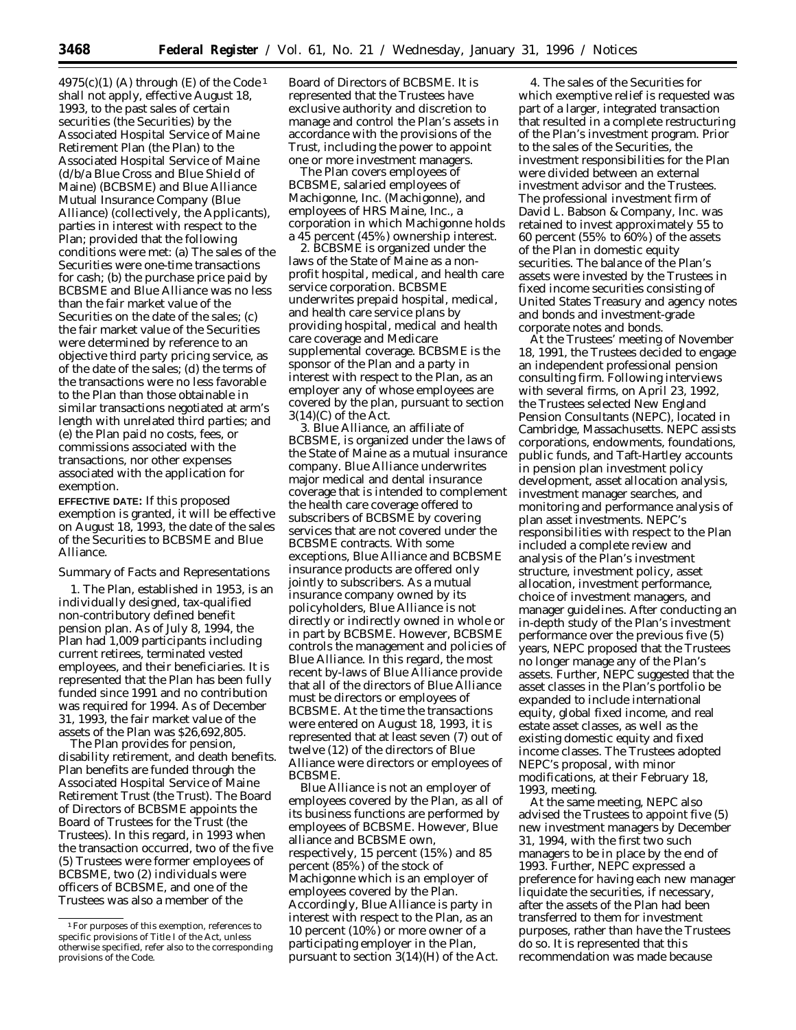4975(c)(1) (A) through (E) of the Code[1] shall not apply, effective August 18, 1993, to the past sales of certain securities (the Securities) by the Associated Hospital Service of Maine Retirement Plan (the Plan) to the Associated Hospital Service of Maine (d/b/a Blue Cross and Blue Shield of Maine) (BCBSME) and Blue Alliance Mutual Insurance Company (Blue Alliance) (collectively, the Applicants), parties in interest with respect to the Plan; provided that the following conditions were met: (a) The sales of the Securities were one-time transactions for cash; (b) the purchase price paid by BCBSME and Blue Alliance was no less than the fair market value of the Securities on the date of the sales; (c) the fair market value of the Securities were determined by reference to an objective third party pricing service, as of the date of the sales; (d) the terms of the transactions were no less favorable to the Plan than those obtainable in similar transactions negotiated at arm's length with unrelated third parties; and (e) the Plan paid no costs, fees, or commissions associated with the transactions, nor other expenses associated with the application for exemption.

**EFFECTIVE DATE:** If this proposed exemption is granted, it will be effective on August 18, 1993, the date of the sales of the Securities to BCBSME and Blue Alliance.

*Summary of Facts and Representations*

1. The Plan, established in 1953, is an individually designed, tax-qualified non-contributory defined benefit pension plan. As of July 8, 1994, the Plan had 1,009 participants including current retirees, terminated vested employees, and their beneficiaries. It is represented that the Plan has been fully funded since 1991 and no contribution was required for 1994. As of December 31, 1993, the fair market value of the assets of the Plan was $26,692,805.

The Plan provides for pension, disability retirement, and death benefits. Plan benefits are funded through the Associated Hospital Service of Maine Retirement Trust (the Trust). The Board of Directors of BCBSME appoints the Board of Trustees for the Trust (the Trustees). In this regard, in 1993 when the transaction occurred, two of the five (5) Trustees were former employees of BCBSME, two (2) individuals were officers of BCBSME, and one of the Trustees was also a member of the Board of Directors of BCBSME. It is represented that the Trustees have exclusive authority and discretion to manage and control the Plan's assets in accordance with the provisions of the Trust, including the power to appoint one or more investment managers.

The Plan covers employees of BCBSME, salaried employees of Machigonne, Inc. (Machigonne), and employees of HRS Maine, Inc., a corporation in which Machigonne holds a 45 percent (45%) ownership interest.

2. BCBSME is organized under the laws of the State of Maine as a non-profit hospital, medical, and health care service corporation. BCBSME underwrites prepaid hospital, medical, and health care service plans by providing hospital, medical and health care coverage and Medicare supplemental coverage. BCBSME is the sponsor of the Plan and a party in interest with respect to the Plan, as an employer any of whose employees are covered by the plan, pursuant to section 3(14)(C) of the Act.

3. Blue Alliance, an affiliate of BCBSME, is organized under the laws of the State of Maine as a mutual insurance company. Blue Alliance underwrites major medical and dental insurance coverage that is intended to complement the health care coverage offered to subscribers of BCBSME by covering services that are not covered under the BCBSME contracts. With some exceptions, Blue Alliance and BCBSME insurance products are offered only jointly to subscribers. As a mutual insurance company owned by its policyholders, Blue Alliance is not directly or indirectly owned in whole or in part by BCBSME. However, BCBSME controls the management and policies of Blue Alliance. In this regard, the most recent by-laws of Blue Alliance provide that all of the directors of Blue Alliance must be directors or employees of BCBSME. At the time the transactions were entered on August 18, 1993, it is represented that at least seven (7) out of twelve (12) of the directors of Blue Alliance were directors or employees of BCBSME.

Blue Alliance is not an employer of employees covered by the Plan, as all of its business functions are performed by employees of BCBSME. However, Blue alliance and BCBSME own, respectively, 15 percent (15%) and 85 percent (85%) of the stock of Machigonne which is an employer of employees covered by the Plan. Accordingly, Blue Alliance is party in interest with respect to the Plan, as an 10 percent (10%) or more owner of a participating employer in the Plan, pursuant to section 3(14)(H) of the Act.

4. The sales of the Securities for which exemptive relief is requested was part of a larger, integrated transaction that resulted in a complete restructuring of the Plan's investment program. Prior to the sales of the Securities, the investment responsibilities for the Plan were divided between an external investment advisor and the Trustees. The professional investment firm of David L. Babson & Company, Inc. was retained to invest approximately 55 to 60 percent (55% to 60%) of the assets of the Plan in domestic equity securities. The balance of the Plan's assets were invested by the Trustees in fixed income securities consisting of United States Treasury and agency notes and bonds and investment-grade corporate notes and bonds.

At the Trustees' meeting of November 18, 1991, the Trustees decided to engage an independent professional pension consulting firm. Following interviews with several firms, on April 23, 1992, the Trustees selected New England Pension Consultants (NEPC), located in Cambridge, Massachusetts. NEPC assists corporations, endowments, foundations, public funds, and Taft-Hartley accounts in pension plan investment policy development, asset allocation analysis, investment manager searches, and monitoring and performance analysis of plan asset investments. NEPC's responsibilities with respect to the Plan included a complete review and analysis of the Plan's investment structure, investment policy, asset allocation, investment performance, choice of investment managers, and manager guidelines. After conducting an in-depth study of the Plan's investment performance over the previous five (5) years, NEPC proposed that the Trustees no longer manage any of the Plan's assets. Further, NEPC suggested that the asset classes in the Plan's portfolio be expanded to include international equity, global fixed income, and real estate asset classes, as well as the existing domestic equity and fixed income classes. The Trustees adopted NEPC's proposal, with minor modifications, at their February 18, 1993, meeting.

At the same meeting, NEPC also advised the Trustees to appoint five (5) new investment managers by December 31, 1994, with the first two such managers to be in place by the end of 1993. Further, NEPC expressed a preference for having each new manager liquidate the securities, if necessary, after the assets of the Plan had been transferred to them for investment purposes, rather than have the Trustees do so. It is represented that this recommendation was made because

[1] For purposes of this exemption, references to specific provisions of Title I of the Act, unless otherwise specified, refer also to the corresponding provisions of the Code.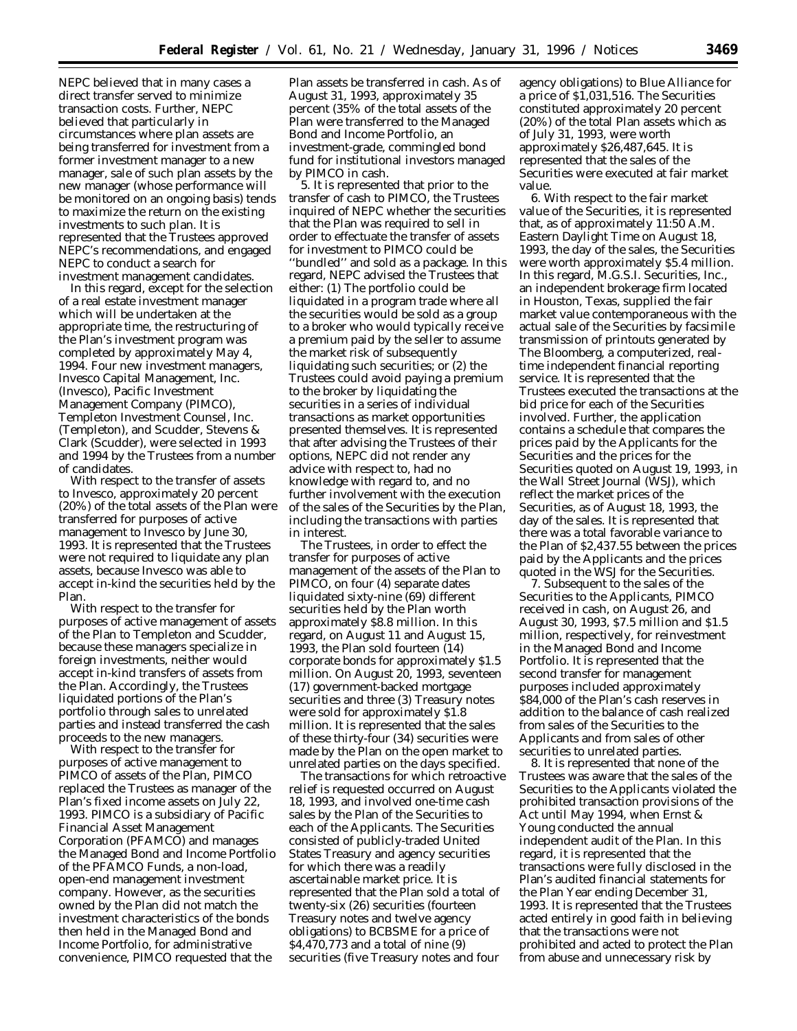NEPC believed that in many cases a direct transfer served to minimize transaction costs. Further, NEPC believed that particularly in circumstances where plan assets are being transferred for investment from a former investment manager to a new manager, sale of such plan assets by the new manager (whose performance will be monitored on an ongoing basis) tends to maximize the return on the existing investments to such plan. It is represented that the Trustees approved NEPC's recommendations, and engaged NEPC to conduct a search for investment management candidates.

In this regard, except for the selection of a real estate investment manager which will be undertaken at the appropriate time, the restructuring of the Plan's investment program was completed by approximately May 4, 1994. Four new investment managers, Invesco Capital Management, Inc. (Invesco), Pacific Investment Management Company (PIMCO), Templeton Investment Counsel, Inc. (Templeton), and Scudder, Stevens & Clark (Scudder), were selected in 1993 and 1994 by the Trustees from a number of candidates.

With respect to the transfer of assets to Invesco, approximately 20 percent (20%) of the total assets of the Plan were transferred for purposes of active management to Invesco by June 30, 1993. It is represented that the Trustees were not required to liquidate any plan assets, because Invesco was able to accept in-kind the securities held by the Plan.

With respect to the transfer for purposes of active management of assets of the Plan to Templeton and Scudder, because these managers specialize in foreign investments, neither would accept in-kind transfers of assets from the Plan. Accordingly, the Trustees liquidated portions of the Plan's portfolio through sales to unrelated parties and instead transferred the cash proceeds to the new managers.

With respect to the transfer for purposes of active management to PIMCO of assets of the Plan, PIMCO replaced the Trustees as manager of the Plan's fixed income assets on July 22, 1993. PIMCO is a subsidiary of Pacific Financial Asset Management Corporation (PFAMCO) and manages the Managed Bond and Income Portfolio of the PFAMCO Funds, a non-load, open-end management investment company. However, as the securities owned by the Plan did not match the investment characteristics of the bonds then held in the Managed Bond and Income Portfolio, for administrative convenience, PIMCO requested that the Plan assets be transferred in cash. As of August 31, 1993, approximately 35 percent (35% of the total assets of the Plan were transferred to the Managed Bond and Income Portfolio, an investment-grade, commingled bond fund for institutional investors managed by PIMCO in cash.

5. It is represented that prior to the transfer of cash to PIMCO, the Trustees inquired of NEPC whether the securities that the Plan was required to sell in order to effectuate the transfer of assets for investment to PIMCO could be "bundled" and sold as a package. In this regard, NEPC advised the Trustees that either: (1) The portfolio could be liquidated in a program trade where all the securities would be sold as a group to a broker who would typically receive a premium paid by the seller to assume the market risk of subsequently liquidating such securities; or (2) the Trustees could avoid paying a premium to the broker by liquidating the securities in a series of individual transactions as market opportunities presented themselves. It is represented that after advising the Trustees of their options, NEPC did not render any advice with respect to, had no knowledge with regard to, and no further involvement with the execution of the sales of the Securities by the Plan, including the transactions with parties in interest.

The Trustees, in order to effect the transfer for purposes of active management of the assets of the Plan to PIMCO, on four (4) separate dates liquidated sixty-nine (69) different securities held by the Plan worth approximately $8.8 million. In this regard, on August 11 and August 15, 1993, the Plan sold fourteen (14) corporate bonds for approximately $1.5 million. On August 20, 1993, seventeen (17) government-backed mortgage securities and three (3) Treasury notes were sold for approximately $1.8 million. It is represented that the sales of these thirty-four (34) securities were made by the Plan on the open market to unrelated parties on the days specified.

The transactions for which retroactive relief is requested occurred on August 18, 1993, and involved one-time cash sales by the Plan of the Securities to each of the Applicants. The Securities consisted of publicly-traded United States Treasury and agency securities for which there was a readily ascertainable market price. It is represented that the Plan sold a total of twenty-six (26) securities (fourteen Treasury notes and twelve agency obligations) to BCBSME for a price of $4,470,773 and a total of nine (9) securities (five Treasury notes and four agency obligations) to Blue Alliance for a price of $1,031,516. The Securities constituted approximately 20 percent (20%) of the total Plan assets which as of July 31, 1993, were worth approximately $26,487,645. It is represented that the sales of the Securities were executed at fair market value.

6. With respect to the fair market value of the Securities, it is represented that, as of approximately 11:50 A.M. Eastern Daylight Time on August 18, 1993, the day of the sales, the Securities were worth approximately $5.4 million. In this regard, M.G.S.I. Securities, Inc., an independent brokerage firm located in Houston, Texas, supplied the fair market value contemporaneous with the actual sale of the Securities by facsimile transmission of printouts generated by The Bloomberg, a computerized, real-time independent financial reporting service. It is represented that the Trustees executed the transactions at the bid price for each of the Securities involved. Further, the application contains a schedule that compares the prices paid by the Applicants for the Securities and the prices for the Securities quoted on August 19, 1993, in the Wall Street Journal (WSJ), which reflect the market prices of the Securities, as of August 18, 1993, the day of the sales. It is represented that there was a total favorable variance to the Plan of $2,437.55 between the prices paid by the Applicants and the prices quoted in the WSJ for the Securities.

7. Subsequent to the sales of the Securities to the Applicants, PIMCO received in cash, on August 26, and August 30, 1993, $7.5 million and $1.5 million, respectively, for reinvestment in the Managed Bond and Income Portfolio. It is represented that the second transfer for management purposes included approximately $84,000 of the Plan's cash reserves in addition to the balance of cash realized from sales of the Securities to the Applicants and from sales of other securities to unrelated parties.

8. It is represented that none of the Trustees was aware that the sales of the Securities to the Applicants violated the prohibited transaction provisions of the Act until May 1994, when Ernst & Young conducted the annual independent audit of the Plan. In this regard, it is represented that the transactions were fully disclosed in the Plan's audited financial statements for the Plan Year ending December 31, 1993. It is represented that the Trustees acted entirely in good faith in believing that the transactions were not prohibited and acted to protect the Plan from abuse and unnecessary risk by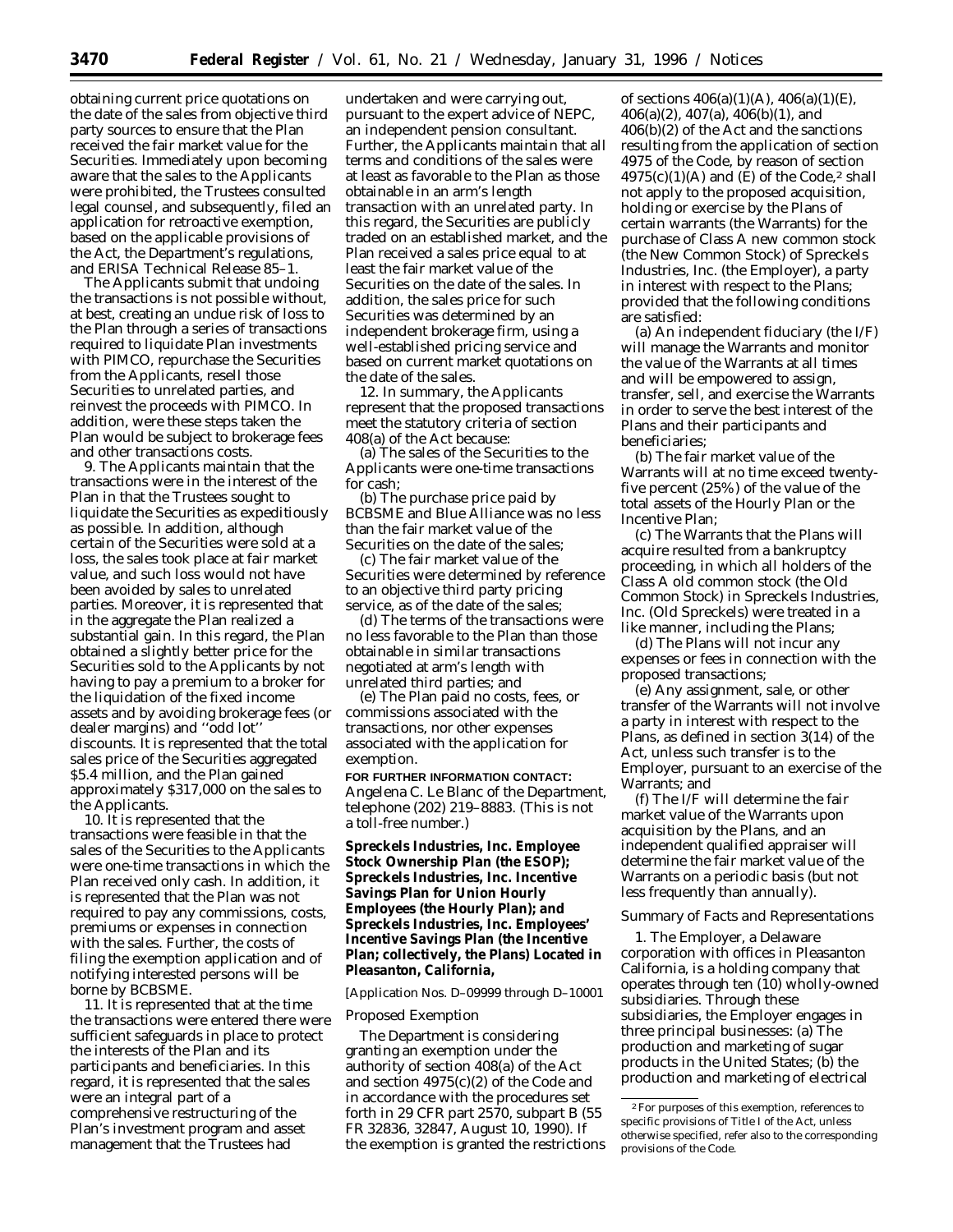obtaining current price quotations on the date of the sales from objective third party sources to ensure that the Plan received the fair market value for the Securities. Immediately upon becoming aware that the sales to the Applicants were prohibited, the Trustees consulted legal counsel, and subsequently, filed an application for retroactive exemption, based on the applicable provisions of the Act, the Department's regulations, and ERISA Technical Release 85–1.

The Applicants submit that undoing the transactions is not possible without, at best, creating an undue risk of loss to the Plan through a series of transactions required to liquidate Plan investments with PIMCO, repurchase the Securities from the Applicants, resell those Securities to unrelated parties, and reinvest the proceeds with PIMCO. In addition, were these steps taken the Plan would be subject to brokerage fees and other transactions costs.

9. The Applicants maintain that the transactions were in the interest of the Plan in that the Trustees sought to liquidate the Securities as expeditiously as possible. In addition, although certain of the Securities were sold at a loss, the sales took place at fair market value, and such loss would not have been avoided by sales to unrelated parties. Moreover, it is represented that in the aggregate the Plan realized a substantial gain. In this regard, the Plan obtained a slightly better price for the Securities sold to the Applicants by not having to pay a premium to a broker for the liquidation of the fixed income assets and by avoiding brokerage fees (or dealer margins) and ''odd lot'' discounts. It is represented that the total sales price of the Securities aggregated $5.4 million, and the Plan gained approximately $317,000 on the sales to the Applicants.

10. It is represented that the transactions were feasible in that the sales of the Securities to the Applicants were one-time transactions in which the Plan received only cash. In addition, it is represented that the Plan was not required to pay any commissions, costs, premiums or expenses in connection with the sales. Further, the costs of filing the exemption application and of notifying interested persons will be borne by BCBSME.

11. It is represented that at the time the transactions were entered there were sufficient safeguards in place to protect the interests of the Plan and its participants and beneficiaries. In this regard, it is represented that the sales were an integral part of a comprehensive restructuring of the Plan's investment program and asset management that the Trustees had undertaken and were carrying out, pursuant to the expert advice of NEPC, an independent pension consultant. Further, the Applicants maintain that all terms and conditions of the sales were at least as favorable to the Plan as those obtainable in an arm's length transaction with an unrelated party. In this regard, the Securities are publicly traded on an established market, and the Plan received a sales price equal to at least the fair market value of the Securities on the date of the sales. In addition, the sales price for such Securities was determined by an independent brokerage firm, using a well-established pricing service and based on current market quotations on the date of the sales.

12. In summary, the Applicants represent that the proposed transactions meet the statutory criteria of section 408(a) of the Act because:

(a) The sales of the Securities to the Applicants were one-time transactions for cash;

(b) The purchase price paid by BCBSME and Blue Alliance was no less than the fair market value of the Securities on the date of the sales;

(c) The fair market value of the Securities were determined by reference to an objective third party pricing service, as of the date of the sales;

(d) The terms of the transactions were no less favorable to the Plan than those obtainable in similar transactions negotiated at arm's length with unrelated third parties; and

(e) The Plan paid no costs, fees, or commissions associated with the transactions, nor other expenses associated with the application for exemption.

**FOR FURTHER INFORMATION CONTACT:** Angelena C. Le Blanc of the Department, telephone (202) 219–8883. (This is not a toll-free number.)

## Spreckels Industries, Inc. Employee Stock Ownership Plan (the ESOP); Spreckels Industries, Inc. Incentive Savings Plan for Union Hourly Employees (the Hourly Plan); and Spreckels Industries, Inc. Employees' Incentive Savings Plan (the Incentive Plan; collectively, the Plans) Located in Pleasanton, California,

[Application Nos. D–09999 through D–10001

*Proposed Exemption*

The Department is considering granting an exemption under the authority of section 408(a) of the Act and section 4975(c)(2) of the Code and in accordance with the procedures set forth in 29 CFR part 2570, subpart B (55 FR 32836, 32847, August 10, 1990). If the exemption is granted the restrictions of sections 406(a)(1)(A), 406(a)(1)(E), 406(a)(2), 407(a), 406(b)(1), and 406(b)(2) of the Act and the sanctions resulting from the application of section 4975 of the Code, by reason of section 4975(c)(1)(A) and (E) of the Code,[2] shall not apply to the proposed acquisition, holding or exercise by the Plans of certain warrants (the Warrants) for the purchase of Class A new common stock (the New Common Stock) of Spreckels Industries, Inc. (the Employer), a party in interest with respect to the Plans; provided that the following conditions are satisfied:

(a) An independent fiduciary (the I/F) will manage the Warrants and monitor the value of the Warrants at all times and will be empowered to assign, transfer, sell, and exercise the Warrants in order to serve the best interest of the Plans and their participants and beneficiaries;

(b) The fair market value of the Warrants will at no time exceed twenty-five percent (25%) of the value of the total assets of the Hourly Plan or the Incentive Plan;

(c) The Warrants that the Plans will acquire resulted from a bankruptcy proceeding, in which all holders of the Class A old common stock (the Old Common Stock) in Spreckels Industries, Inc. (Old Spreckels) were treated in a like manner, including the Plans;

(d) The Plans will not incur any expenses or fees in connection with the proposed transactions;

(e) Any assignment, sale, or other transfer of the Warrants will not involve a party in interest with respect to the Plans, as defined in section 3(14) of the Act, unless such transfer is to the Employer, pursuant to an exercise of the Warrants; and

(f) The I/F will determine the fair market value of the Warrants upon acquisition by the Plans, and an independent qualified appraiser will determine the fair market value of the Warrants on a periodic basis (but not less frequently than annually).

*Summary of Facts and Representations*

1. The Employer, a Delaware corporation with offices in Pleasanton California, is a holding company that operates through ten (10) wholly-owned subsidiaries. Through these subsidiaries, the Employer engages in three principal businesses: (a) The production and marketing of sugar products in the United States; (b) the production and marketing of electrical

[2] For purposes of this exemption, references to specific provisions of Title I of the Act, unless otherwise specified, refer also to the corresponding provisions of the Code.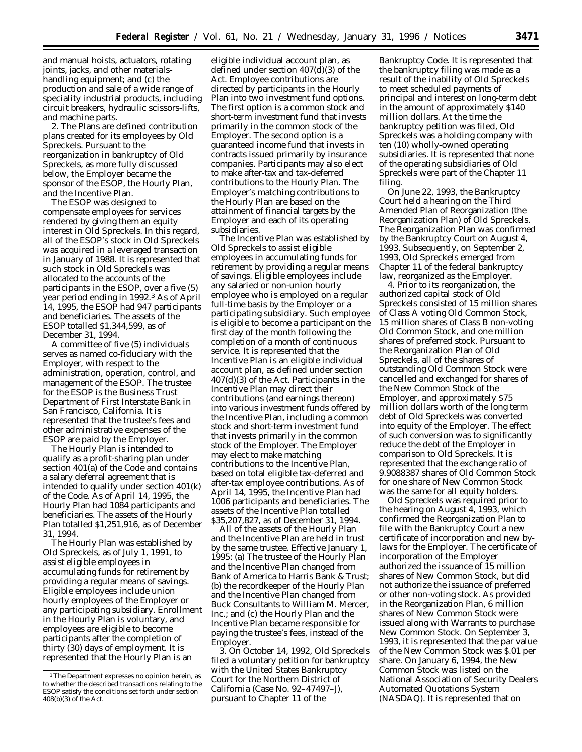and manual hoists, actuators, rotating joints, jacks, and other materials-handling equipment; and (c) the production and sale of a wide range of speciality industrial products, including circuit breakers, hydraulic scissors-lifts, and machine parts.

2. The Plans are defined contribution plans created for its employees by Old Spreckels. Pursuant to the reorganization in bankruptcy of Old Spreckels, as more fully discussed below, the Employer became the sponsor of the ESOP, the Hourly Plan, and the Incentive Plan.

The ESOP was designed to compensate employees for services rendered by giving them an equity interest in Old Spreckels. In this regard, all of the ESOP's stock in Old Spreckels was acquired in a leveraged transaction in January of 1988. It is represented that such stock in Old Spreckels was allocated to the accounts of the participants in the ESOP, over a five (5) year period ending in 1992.[3] As of April 14, 1995, the ESOP had 947 participants and beneficiaries. The assets of the ESOP totalled $1,344,599, as of December 31, 1994.

A committee of five (5) individuals serves as named co-fiduciary with the Employer, with respect to the administration, operation, control, and management of the ESOP. The trustee for the ESOP is the Business Trust Department of First Interstate Bank in San Francisco, California. It is represented that the trustee's fees and other administrative expenses of the ESOP are paid by the Employer.

The Hourly Plan is intended to qualify as a profit-sharing plan under section 401(a) of the Code and contains a salary deferral agreement that is intended to qualify under section 401(k) of the Code. As of April 14, 1995, the Hourly Plan had 1084 participants and beneficiaries. The assets of the Hourly Plan totalled $1,251,916, as of December 31, 1994.

The Hourly Plan was established by Old Spreckels, as of July 1, 1991, to assist eligible employees in accumulating funds for retirement by providing a regular means of savings. Eligible employees include union hourly employees of the Employer or any participating subsidiary. Enrollment in the Hourly Plan is voluntary, and employees are eligible to become participants after the completion of thirty (30) days of employment. It is represented that the Hourly Plan is an eligible individual account plan, as defined under section 407(d)(3) of the Act. Employee contributions are directed by participants in the Hourly Plan into two investment fund options. The first option is a common stock and short-term investment fund that invests primarily in the common stock of the Employer. The second option is a guaranteed income fund that invests in contracts issued primarily by insurance companies. Participants may also elect to make after-tax and tax-deferred contributions to the Hourly Plan. The Employer's matching contributions to the Hourly Plan are based on the attainment of financial targets by the Employer and each of its operating subsidiaries.

The Incentive Plan was established by Old Spreckels to assist eligible employees in accumulating funds for retirement by providing a regular means of savings. Eligible employees include any salaried or non-union hourly employee who is employed on a regular full-time basis by the Employer or a participating subsidiary. Such employee is eligible to become a participant on the first day of the month following the completion of a month of continuous service. It is represented that the Incentive Plan is an eligible individual account plan, as defined under section 407(d)(3) of the Act. Participants in the Incentive Plan may direct their contributions (and earnings thereon) into various investment funds offered by the Incentive Plan, including a common stock and short-term investment fund that invests primarily in the common stock of the Employer. The Employer may elect to make matching contributions to the Incentive Plan, based on total eligible tax-deferred and after-tax employee contributions. As of April 14, 1995, the Incentive Plan had 1006 participants and beneficiaries. The assets of the Incentive Plan totalled $35,207,827, as of December 31, 1994.

All of the assets of the Hourly Plan and the Incentive Plan are held in trust by the same trustee. Effective January 1, 1995: (a) The trustee of the Hourly Plan and the Incentive Plan changed from Bank of America to Harris Bank & Trust; (b) the recordkeeper of the Hourly Plan and the Incentive Plan changed from Buck Consultants to William M. Mercer, Inc.; and (c) the Hourly Plan and the Incentive Plan became responsible for paying the trustee's fees, instead of the Employer.

3. On October 14, 1992, Old Spreckels filed a voluntary petition for bankruptcy with the United States Bankruptcy Court for the Northern District of California (Case No. 92–47497–J), pursuant to Chapter 11 of the Bankruptcy Code. It is represented that the bankruptcy filing was made as a result of the inability of Old Spreckels to meet scheduled payments of principal and interest on long-term debt in the amount of approximately $140 million dollars. At the time the bankruptcy petition was filed, Old Spreckels was a holding company with ten (10) wholly-owned operating subsidiaries. It is represented that none of the operating subsidiaries of Old Spreckels were part of the Chapter 11 filing.

On June 22, 1993, the Bankruptcy Court held a hearing on the Third Amended Plan of Reorganization (the Reorganization Plan) of Old Spreckels. The Reorganization Plan was confirmed by the Bankruptcy Court on August 4, 1993. Subsequently, on September 2, 1993, Old Spreckels emerged from Chapter 11 of the federal bankruptcy law, reorganized as the Employer.

4. Prior to its reorganization, the authorized capital stock of Old Spreckels consisted of 15 million shares of Class A voting Old Common Stock, 15 million shares of Class B non-voting Old Common Stock, and one million shares of preferred stock. Pursuant to the Reorganization Plan of Old Spreckels, all of the shares of outstanding Old Common Stock were cancelled and exchanged for shares of the New Common Stock of the Employer, and approximately $75 million dollars worth of the long term debt of Old Spreckels was converted into equity of the Employer. The effect of such conversion was to significantly reduce the debt of the Employer in comparison to Old Spreckels. It is represented that the exchange ratio of 9.9088387 shares of Old Common Stock for one share of New Common Stock was the same for all equity holders.

Old Spreckels was required prior to the hearing on August 4, 1993, which confirmed the Reorganization Plan to file with the Bankruptcy Court a new certificate of incorporation and new by-laws for the Employer. The certificate of incorporation of the Employer authorized the issuance of 15 million shares of New Common Stock, but did not authorize the issuance of preferred or other non-voting stock. As provided in the Reorganization Plan, 6 million shares of New Common Stock were issued along with Warrants to purchase New Common Stock. On September 3, 1993, it is represented that the par value of the New Common Stock was $.01 per share. On January 6, 1994, the New Common Stock was listed on the National Association of Security Dealers Automated Quotations System (NASDAQ). It is represented that on

[3] The Department expresses no opinion herein, as to whether the described transactions relating to the ESOP satisfy the conditions set forth under section 408(b)(3) of the Act.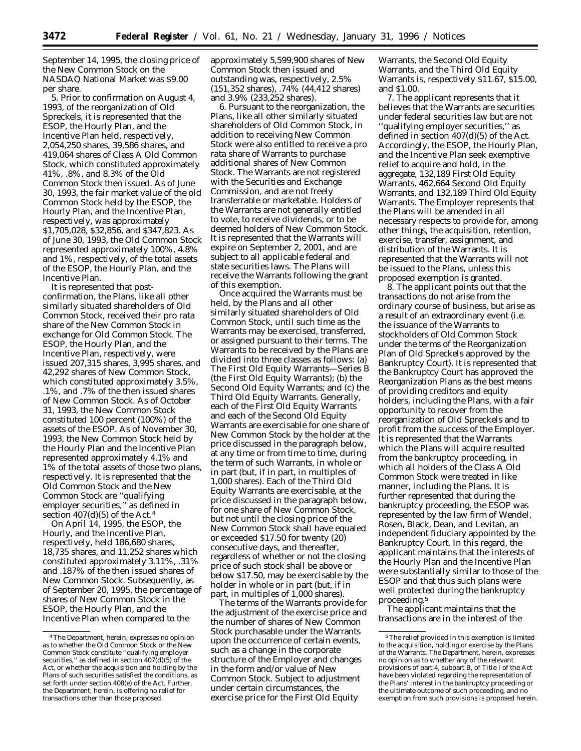September 14, 1995, the closing price of the New Common Stock on the NASDAQ National Market was $9.00 per share.

5. Prior to confirmation on August 4, 1993, of the reorganization of Old Spreckels, it is represented that the ESOP, the Hourly Plan, and the Incentive Plan held, respectively, 2,054,250 shares, 39,586 shares, and 419,064 shares of Class A Old Common Stock, which constituted approximately 41%, .8%, and 8.3% of the Old Common Stock then issued. As of June 30, 1993, the fair market value of the old Common Stock held by the ESOP, the Hourly Plan, and the Incentive Plan, respectively, was approximately $1,705,028, $32,856, and $347,823. As of June 30, 1993, the Old Common Stock represented approximately 100%, 4.8% and 1%, respectively, of the total assets of the ESOP, the Hourly Plan, and the Incentive Plan.

It is represented that post-confirmation, the Plans, like all other similarly situated shareholders of Old Common Stock, received their pro rata share of the New Common Stock in exchange for Old Common Stock. The ESOP, the Hourly Plan, and the Incentive Plan, respectively, were issued 207,315 shares, 3,995 shares, and 42,292 shares of New Common Stock, which constituted approximately 3.5%, .1%, and .7% of the then issued shares of New Common Stock. As of October 31, 1993, the New Common Stock constituted 100 percent (100%) of the assets of the ESOP. As of November 30, 1993, the New Common Stock held by the Hourly Plan and the Incentive Plan represented approximately 4.1% and 1% of the total assets of those two plans, respectively. It is represented that the Old Common Stock and the New Common Stock are ''qualifying employer securities,'' as defined in section 407(d)(5) of the Act.[4]

On April 14, 1995, the ESOP, the Hourly, and the Incentive Plan, respectively, held 186,680 shares, 18,735 shares, and 11,252 shares which constituted approximately 3.11%, .31% and .187% of the then issued shares of New Common Stock. Subsequently, as of September 20, 1995, the percentage of shares of New Common Stock in the ESOP, the Hourly Plan, and the Incentive Plan when compared to the approximately 5,599,900 shares of New Common Stock then issued and outstanding was, respectively, 2.5% (151,352 shares), .74% (44,412 shares) and 3.9% (233,252 shares).

6. Pursuant to the reorganization, the Plans, like all other similarly situated shareholders of Old Common Stock, in addition to receiving New Common Stock were also entitled to receive a pro rata share of Warrants to purchase additional shares of New Common Stock. The Warrants are not registered with the Securities and Exchange Commission, and are not freely transferrable or marketable. Holders of the Warrants are not generally entitled to vote, to receive dividends, or to be deemed holders of New Common Stock. It is represented that the Warrants will expire on September 2, 2001, and are subject to all applicable federal and state securities laws. The Plans will receive the Warrants following the grant of this exemption.

Once acquired the Warrants must be held, by the Plans and all other similarly situated shareholders of Old Common Stock, until such time as the Warrants may be exercised, transferred, or assigned pursuant to their terms. The Warrants to be received by the Plans are divided into three classes as follows: (a) The First Old Equity Warrants—Series B (the First Old Equity Warrants); (b) the Second Old Equity Warrants; and (c) the Third Old Equity Warrants. Generally, each of the First Old Equity Warrants and each of the Second Old Equity Warrants are exercisable for one share of New Common Stock by the holder at the price discussed in the paragraph below, at any time or from time to time, during the term of such Warrants, in whole or in part (but, if in part, in multiples of 1,000 shares). Each of the Third Old Equity Warrants are exercisable, at the price discussed in the paragraph below, for one share of New Common Stock, but not until the closing price of the New Common Stock shall have equaled or exceeded $17.50 for twenty (20) consecutive days, and thereafter, regardless of whether or not the closing price of such stock shall be above or below $17.50, may be exercisable by the holder in whole or in part (but, if in part, in multiples of 1,000 shares).

The terms of the Warrants provide for the adjustment of the exercise price and the number of shares of New Common Stock purchasable under the Warrants upon the occurrence of certain events, such as a change in the corporate structure of the Employer and changes in the form and/or value of New Common Stock. Subject to adjustment under certain circumstances, the exercise price for the First Old Equity Warrants, the Second Old Equity Warrants, and the Third Old Equity Warrants is, respectively $11.67, $15.00, and $1.00.

7. The applicant represents that it believes that the Warrants are securities under federal securities law but are not ''qualifying employer securities,'' as defined in section 407(d)(5) of the Act. Accordingly, the ESOP, the Hourly Plan, and the Incentive Plan seek exemptive relief to acquire and hold, in the aggregate, 132,189 First Old Equity Warrants, 462,664 Second Old Equity Warrants, and 132,189 Third Old Equity Warrants. The Employer represents that the Plans will be amended in all necessary respects to provide for, among other things, the acquisition, retention, exercise, transfer, assignment, and distribution of the Warrants. It is represented that the Warrants will not be issued to the Plans, unless this proposed exemption is granted.

8. The applicant points out that the transactions do not arise from the ordinary course of business, but arise as a result of an extraordinary event (i.e. the issuance of the Warrants to stockholders of Old Common Stock under the terms of the Reorganization Plan of Old Spreckels approved by the Bankruptcy Court). It is represented that the Bankruptcy Court has approved the Reorganization Plans as the best means of providing creditors and equity holders, including the Plans, with a fair opportunity to recover from the reorganization of Old Spreckels and to profit from the success of the Employer. It is represented that the Warrants which the Plans will acquire resulted from the bankruptcy proceeding, in which all holders of the Class A Old Common Stock were treated in like manner, including the Plans. It is further represented that during the bankruptcy proceeding, the ESOP was represented by the law firm of Wendel, Rosen, Black, Dean, and Levitan, an independent fiduciary appointed by the Bankruptcy Court. In this regard, the applicant maintains that the interests of the Hourly Plan and the Incentive Plan were substantially similar to those of the ESOP and that thus such plans were well protected during the bankruptcy proceeding.[5]

The applicant maintains that the transactions are in the interest of the

---

[4] The Department, herein, expresses no opinion as to whether the Old Common Stock or the New Common Stock constitute ''qualifying employer securities,'' as defined in section 407(d)(5) of the Act, or whether the acquisition and holding by the Plans of such securities satisfied the conditions, as set forth under section 408(e) of the Act. Further, the Department, herein, is offering no relief for transactions other than those proposed.

[5] The relief provided in this exemption is limited to the acquisition, holding or exercise by the Plans of the Warrants. The Department, herein, expresses no opinion as to whether any of the relevant provisions of part 4, subpart B, of Title I of the Act have been violated regarding the representation of the Plans' interest in the bankruptcy proceeding or the ultimate outcome of such proceeding, and no exemption from such provisions is proposed herein.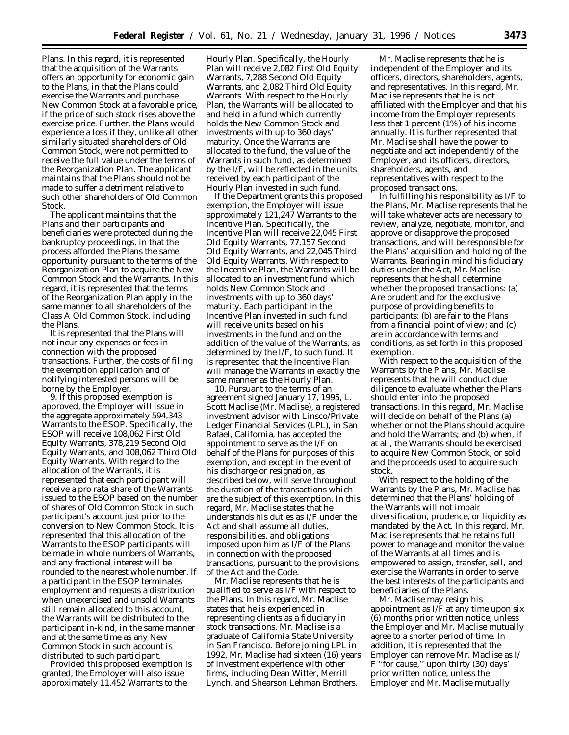Plans. In this regard, it is represented that the acquisition of the Warrants offers an opportunity for economic gain to the Plans, in that the Plans could exercise the Warrants and purchase New Common Stock at a favorable price, if the price of such stock rises above the exercise price. Further, the Plans would experience a loss if they, unlike all other similarly situated shareholders of Old Common Stock, were not permitted to receive the full value under the terms of the Reorganization Plan. The applicant maintains that the Plans should not be made to suffer a detriment relative to such other shareholders of Old Common Stock.

The applicant maintains that the Plans and their participants and beneficiaries were protected during the bankruptcy proceedings, in that the process afforded the Plans the same opportunity pursuant to the terms of the Reorganization Plan to acquire the New Common Stock and the Warrants. In this regard, it is represented that the terms of the Reorganization Plan apply in the same manner to all shareholders of the Class A Old Common Stock, including the Plans.

It is represented that the Plans will not incur any expenses or fees in connection with the proposed transactions. Further, the costs of filing the exemption application and of notifying interested persons will be borne by the Employer.

9. If this proposed exemption is approved, the Employer will issue in the aggregate approximately 594,343 Warrants to the ESOP. Specifically, the ESOP will receive 108,062 First Old Equity Warrants, 378,219 Second Old Equity Warrants, and 108,062 Third Old Equity Warrants. With regard to the allocation of the Warrants, it is represented that each participant will receive a pro rata share of the Warrants issued to the ESOP based on the number of shares of Old Common Stock in such participant's account just prior to the conversion to New Common Stock. It is represented that this allocation of the Warrants to the ESOP participants will be made in whole numbers of Warrants, and any fractional interest will be rounded to the nearest whole number. If a participant in the ESOP terminates employment and requests a distribution when unexercised and unsold Warrants still remain allocated to this account, the Warrants will be distributed to the participant in-kind, in the same manner and at the same time as any New Common Stock in such account is distributed to such participant.

Provided this proposed exemption is granted, the Employer will also issue approximately 11,452 Warrants to the Hourly Plan. Specifically, the Hourly Plan will receive 2,082 First Old Equity Warrants, 7,288 Second Old Equity Warrants, and 2,082 Third Old Equity Warrants. With respect to the Hourly Plan, the Warrants will be allocated to and held in a fund which currently holds the New Common Stock and investments with up to 360 days' maturity. Once the Warrants are allocated to the fund, the value of the Warrants in such fund, as determined by the I/F, will be reflected in the units received by each participant of the Hourly Plan invested in such fund.

If the Department grants this proposed exemption, the Employer will issue approximately 121,247 Warrants to the Incentive Plan. Specifically, the Incentive Plan will receive 22,045 First Old Equity Warrants, 77,157 Second Old Equity Warrants, and 22,045 Third Old Equity Warrants. With respect to the Incentive Plan, the Warrants will be allocated to an investment fund which holds New Common Stock and investments with up to 360 days' maturity. Each participant in the Incentive Plan invested in such fund will receive units based on his investments in the fund and on the addition of the value of the Warrants, as determined by the I/F, to such fund. It is represented that the Incentive Plan will manage the Warrants in exactly the same manner as the Hourly Plan.

10. Pursuant to the terms of an agreement signed January 17, 1995, L. Scott Maclise (Mr. Maclise), a registered investment advisor with Linsco/Private Ledger Financial Services (LPL), in San Rafael, California, has accepted the appointment to serve as the I/F on behalf of the Plans for purposes of this exemption, and except in the event of his discharge or resignation, as described below, will serve throughout the duration of the transactions which are the subject of this exemption. In this regard, Mr. Maclise states that he understands his duties as I/F under the Act and shall assume all duties, responsibilities, and obligations imposed upon him as I/F of the Plans in connection with the proposed transactions, pursuant to the provisions of the Act and the Code.

Mr. Maclise represents that he is qualified to serve as I/F with respect to the Plans. In this regard, Mr. Maclise states that he is experienced in representing clients as a fiduciary in stock transactions. Mr. Maclise is a graduate of California State University in San Francisco. Before joining LPL in 1992, Mr. Maclise had sixteen (16) years of investment experience with other firms, including Dean Witter, Merrill Lynch, and Shearson Lehman Brothers.

Mr. Maclise represents that he is independent of the Employer and its officers, directors, shareholders, agents, and representatives. In this regard, Mr. Maclise represents that he is not affiliated with the Employer and that his income from the Employer represents less that 1 percent (1%) of his income annually. It is further represented that Mr. Maclise shall have the power to negotiate and act independently of the Employer, and its officers, directors, shareholders, agents, and representatives with respect to the proposed transactions.

In fulfilling his responsibility as I/F to the Plans, Mr. Maclise represents that he will take whatever acts are necessary to review, analyze, negotiate, monitor, and approve or disapprove the proposed transactions, and will be responsible for the Plans' acquisition and holding of the Warrants. Bearing in mind his fiduciary duties under the Act, Mr. Maclise represents that he shall determine whether the proposed transactions: (a) Are prudent and for the exclusive purpose of providing benefits to participants; (b) are fair to the Plans from a financial point of view; and (c) are in accordance with terms and conditions, as set forth in this proposed exemption.

With respect to the acquisition of the Warrants by the Plans, Mr. Maclise represents that he will conduct due diligence to evaluate whether the Plans should enter into the proposed transactions. In this regard, Mr. Maclise will decide on behalf of the Plans (a) whether or not the Plans should acquire and hold the Warrants; and (b) when, if at all, the Warrants should be exercised to acquire New Common Stock, or sold and the proceeds used to acquire such stock.

With respect to the holding of the Warrants by the Plans, Mr. Maclise has determined that the Plans' holding of the Warrants will not impair diversification, prudence, or liquidity as mandated by the Act. In this regard, Mr. Maclise represents that he retains full power to manage and monitor the value of the Warrants at all times and is empowered to assign, transfer, sell, and exercise the Warrants in order to serve the best interests of the participants and beneficiaries of the Plans.

Mr. Maclise may resign his appointment as I/F at any time upon six (6) months prior written notice, unless the Employer and Mr. Maclise mutually agree to a shorter period of time. In addition, it is represented that the Employer can remove Mr. Maclise as I/F "for cause," upon thirty (30) days' prior written notice, unless the Employer and Mr. Maclise mutually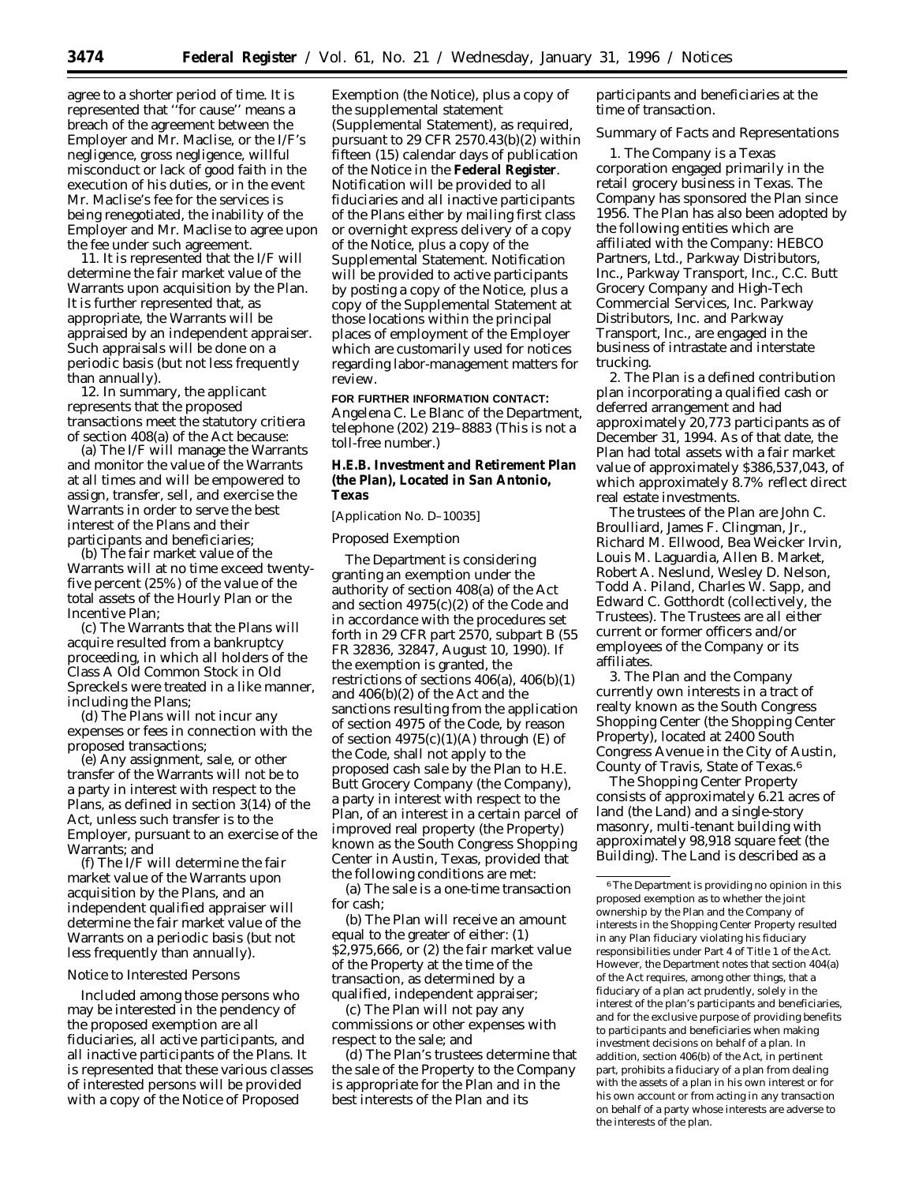agree to a shorter period of time. It is represented that ''for cause'' means a breach of the agreement between the Employer and Mr. Maclise, or the I/F's negligence, gross negligence, willful misconduct or lack of good faith in the execution of his duties, or in the event Mr. Maclise's fee for the services is being renegotiated, the inability of the Employer and Mr. Maclise to agree upon the fee under such agreement.

11. It is represented that the I/F will determine the fair market value of the Warrants upon acquisition by the Plan. It is further represented that, as appropriate, the Warrants will be appraised by an independent appraiser. Such appraisals will be done on a periodic basis (but not less frequently than annually).

12. In summary, the applicant represents that the proposed transactions meet the statutory critiera of section 408(a) of the Act because:

(a) The I/F will manage the Warrants and monitor the value of the Warrants at all times and will be empowered to assign, transfer, sell, and exercise the Warrants in order to serve the best interest of the Plans and their participants and beneficiaries;

(b) The fair market value of the Warrants will at no time exceed twenty-five percent (25%) of the value of the total assets of the Hourly Plan or the Incentive Plan;

(c) The Warrants that the Plans will acquire resulted from a bankruptcy proceeding, in which all holders of the Class A Old Common Stock in Old Spreckels were treated in a like manner, including the Plans;

(d) The Plans will not incur any expenses or fees in connection with the proposed transactions;

(e) Any assignment, sale, or other transfer of the Warrants will not be to a party in interest with respect to the Plans, as defined in section 3(14) of the Act, unless such transfer is to the Employer, pursuant to an exercise of the Warrants; and

(f) The I/F will determine the fair market value of the Warrants upon acquisition by the Plans, and an independent qualified appraiser will determine the fair market value of the Warrants on a periodic basis (but not less frequently than annually).

*Notice to Interested Persons*

Included among those persons who may be interested in the pendency of the proposed exemption are all fiduciaries, all active participants, and all inactive participants of the Plans. It is represented that these various classes of interested persons will be provided with a copy of the Notice of Proposed Exemption (the Notice), plus a copy of the supplemental statement (Supplemental Statement), as required, pursuant to 29 CFR 2570.43(b)(2) within fifteen (15) calendar days of publication of the Notice in the **Federal Register**. Notification will be provided to all fiduciaries and all inactive participants of the Plans either by mailing first class or overnight express delivery of a copy of the Notice, plus a copy of the Supplemental Statement. Notification will be provided to active participants by posting a copy of the Notice, plus a copy of the Supplemental Statement at those locations within the principal places of employment of the Employer which are customarily used for notices regarding labor-management matters for review.

**FOR FURTHER INFORMATION CONTACT:** Angelena C. Le Blanc of the Department, telephone (202) 219–8883 (This is not a toll-free number.)

## *H.E.B. Investment and Retirement Plan (the Plan), Located in San Antonio, Texas*

[Application No. D–10035]

*Proposed Exemption*

The Department is considering granting an exemption under the authority of section 408(a) of the Act and section 4975(c)(2) of the Code and in accordance with the procedures set forth in 29 CFR part 2570, subpart B (55 FR 32836, 32847, August 10, 1990). If the exemption is granted, the restrictions of sections 406(a), 406(b)(1) and 406(b)(2) of the Act and the sanctions resulting from the application of section 4975 of the Code, by reason of section 4975(c)(1)(A) through (E) of the Code, shall not apply to the proposed cash sale by the Plan to H.E. Butt Grocery Company (the Company), a party in interest with respect to the Plan, of an interest in a certain parcel of improved real property (the Property) known as the South Congress Shopping Center in Austin, Texas, provided that the following conditions are met:

(a) The sale is a one-time transaction for cash;

(b) The Plan will receive an amount equal to the greater of either: (1) $2,975,666, or (2) the fair market value of the Property at the time of the transaction, as determined by a qualified, independent appraiser;

(c) The Plan will not pay any commissions or other expenses with respect to the sale; and

(d) The Plan's trustees determine that the sale of the Property to the Company is appropriate for the Plan and in the best interests of the Plan and its participants and beneficiaries at the time of transaction.

*Summary of Facts and Representations*

1. The Company is a Texas corporation engaged primarily in the retail grocery business in Texas. The Company has sponsored the Plan since 1956. The Plan has also been adopted by the following entities which are affiliated with the Company: HEBCO Partners, Ltd., Parkway Distributors, Inc., Parkway Transport, Inc., C.C. Butt Grocery Company and High-Tech Commercial Services, Inc. Parkway Distributors, Inc. and Parkway Transport, Inc., are engaged in the business of intrastate and interstate trucking.

2. The Plan is a defined contribution plan incorporating a qualified cash or deferred arrangement and had approximately 20,773 participants as of December 31, 1994. As of that date, the Plan had total assets with a fair market value of approximately $386,537,043, of which approximately 8.7% reflect direct real estate investments.

The trustees of the Plan are John C. Broulliard, James F. Clingman, Jr., Richard M. Ellwood, Bea Weicker Irvin, Louis M. Laguardia, Allen B. Market, Robert A. Neslund, Wesley D. Nelson, Todd A. Piland, Charles W. Sapp, and Edward C. Gotthordt (collectively, the Trustees). The Trustees are all either current or former officers and/or employees of the Company or its affiliates.

3. The Plan and the Company currently own interests in a tract of realty known as the South Congress Shopping Center (the Shopping Center Property), located at 2400 South Congress Avenue in the City of Austin, County of Travis, State of Texas.[6]

The Shopping Center Property consists of approximately 6.21 acres of land (the Land) and a single-story masonry, multi-tenant building with approximately 98,918 square feet (the Building). The Land is described as a

[6] The Department is providing no opinion in this proposed exemption as to whether the joint ownership by the Plan and the Company of interests in the Shopping Center Property resulted in any Plan fiduciary violating his fiduciary responsibilities under Part 4 of Title 1 of the Act. However, the Department notes that section 404(a) of the Act requires, among other things, that a fiduciary of a plan act prudently, solely in the interest of the plan's participants and beneficiaries, and for the exclusive purpose of providing benefits to participants and beneficiaries when making investment decisions on behalf of a plan. In addition, section 406(b) of the Act, in pertinent part, prohibits a fiduciary of a plan from dealing with the assets of a plan in his own interest or for his own account or from acting in any transaction on behalf of a party whose interests are adverse to the interests of the plan.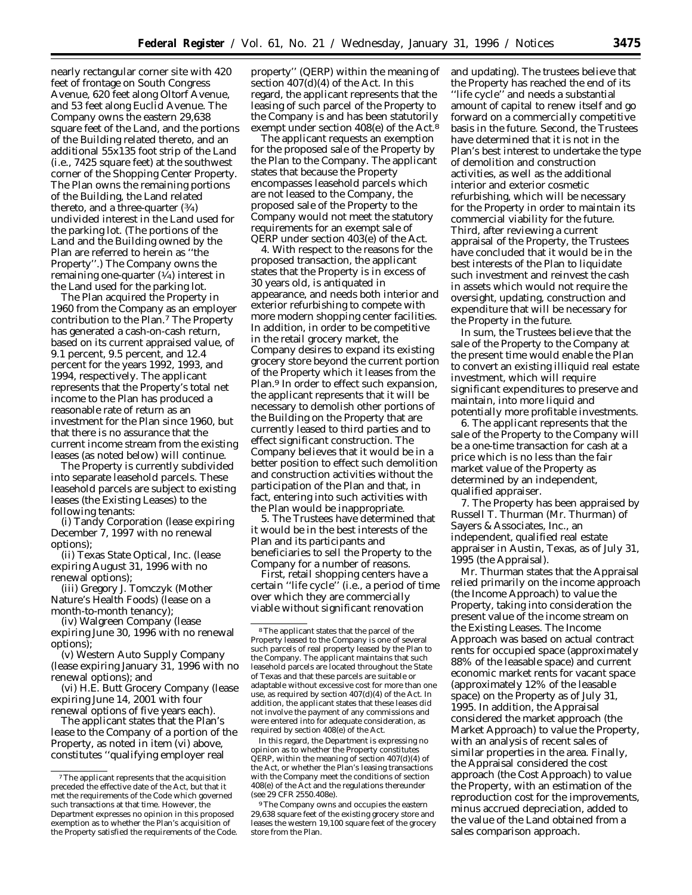nearly rectangular corner site with 420 feet of frontage on South Congress Avenue, 620 feet along Oltorf Avenue, and 53 feet along Euclid Avenue. The Company owns the eastern 29,638 square feet of the Land, and the portions of the Building related thereto, and an additional 55x135 foot strip of the Land (i.e., 7425 square feet) at the southwest corner of the Shopping Center Property. The Plan owns the remaining portions of the Building, the Land related thereto, and a three-quarter (¾) undivided interest in the Land used for the parking lot. (The portions of the Land and the Building owned by the Plan are referred to herein as ''the Property''.) The Company owns the remaining one-quarter (¼) interest in the Land used for the parking lot.

The Plan acquired the Property in 1960 from the Company as an employer contribution to the Plan.[7] The Property has generated a cash-on-cash return, based on its current appraised value, of 9.1 percent, 9.5 percent, and 12.4 percent for the years 1992, 1993, and 1994, respectively. The applicant represents that the Property's total net income to the Plan has produced a reasonable rate of return as an investment for the Plan since 1960, but that there is no assurance that the current income stream from the existing leases (as noted below) will continue.

The Property is currently subdivided into separate leasehold parcels. These leasehold parcels are subject to existing leases (the Existing Leases) to the following tenants:

(i) Tandy Corporation (lease expiring December 7, 1997 with no renewal options);

(ii) Texas State Optical, Inc. (lease expiring August 31, 1996 with no renewal options);

(iii) Gregory J. Tomczyk (Mother Nature's Health Foods) (lease on a month-to-month tenancy);

(iv) Walgreen Company (lease expiring June 30, 1996 with no renewal options);

(v) Western Auto Supply Company (lease expiring January 31, 1996 with no renewal options); and

(vi) H.E. Butt Grocery Company (lease expiring June 14, 2001 with four renewal options of five years each).

The applicant states that the Plan's lease to the Company of a portion of the Property, as noted in item (vi) above, constitutes ''qualifying employer real property'' (QERP) within the meaning of section 407(d)(4) of the Act. In this regard, the applicant represents that the leasing of such parcel of the Property to the Company is and has been statutorily exempt under section 408(e) of the Act.[8]

The applicant requests an exemption for the proposed sale of the Property by the Plan to the Company. The applicant states that because the Property encompasses leasehold parcels which are not leased to the Company, the proposed sale of the Property to the Company would not meet the statutory requirements for an exempt sale of QERP under section 403(e) of the Act.

4. With respect to the reasons for the proposed transaction, the applicant states that the Property is in excess of 30 years old, is antiquated in appearance, and needs both interior and exterior refurbishing to compete with more modern shopping center facilities. In addition, in order to be competitive in the retail grocery market, the Company desires to expand its existing grocery store beyond the current portion of the Property which it leases from the Plan.[9] In order to effect such expansion, the applicant represents that it will be necessary to demolish other portions of the Building on the Property that are currently leased to third parties and to effect significant construction. The Company believes that it would be in a better position to effect such demolition and construction activities without the participation of the Plan and that, in fact, entering into such activities with the Plan would be inappropriate.

5. The Trustees have determined that it would be in the best interests of the Plan and its participants and beneficiaries to sell the Property to the Company for a number of reasons.

First, retail shopping centers have a certain ''life cycle'' (i.e., a period of time over which they are commercially viable without significant renovation and updating). The trustees believe that the Property has reached the end of its ''life cycle'' and needs a substantial amount of capital to renew itself and go forward on a commercially competitive basis in the future. Second, the Trustees have determined that it is not in the Plan's best interest to undertake the type of demolition and construction activities, as well as the additional interior and exterior cosmetic refurbishing, which will be necessary for the Property in order to maintain its commercial viability for the future. Third, after reviewing a current appraisal of the Property, the Trustees have concluded that it would be in the best interests of the Plan to liquidate such investment and reinvest the cash in assets which would not require the oversight, updating, construction and expenditure that will be necessary for the Property in the future.

In sum, the Trustees believe that the sale of the Property to the Company at the present time would enable the Plan to convert an existing illiquid real estate investment, which will require significant expenditures to preserve and maintain, into more liquid and potentially more profitable investments.

6. The applicant represents that the sale of the Property to the Company will be a one-time transaction for cash at a price which is no less than the fair market value of the Property as determined by an independent, qualified appraiser.

7. The Property has been appraised by Russell T. Thurman (Mr. Thurman) of Sayers & Associates, Inc., an independent, qualified real estate appraiser in Austin, Texas, as of July 31, 1995 (the Appraisal).

Mr. Thurman states that the Appraisal relied primarily on the income approach (the Income Approach) to value the Property, taking into consideration the present value of the income stream on the Existing Leases. The Income Approach was based on actual contract rents for occupied space (approximately 88% of the leasable space) and current economic market rents for vacant space (approximately 12% of the leasable space) on the Property as of July 31, 1995. In addition, the Appraisal considered the market approach (the Market Approach) to value the Property, with an analysis of recent sales of similar properties in the area. Finally, the Appraisal considered the cost approach (the Cost Approach) to value the Property, with an estimation of the reproduction cost for the improvements, minus accrued depreciation, added to the value of the Land obtained from a sales comparison approach.

---

[7] The applicant represents that the acquisition preceded the effective date of the Act, but that it met the requirements of the Code which governed such transactions at that time. However, the Department expresses no opinion in this proposed exemption as to whether the Plan's acquisition of the Property satisfied the requirements of the Code.

[8] The applicant states that the parcel of the Property leased to the Company is one of several such parcels of real property leased by the Plan to the Company. The applicant maintains that such leasehold parcels are located throughout the State of Texas and that these parcels are suitable or adaptable without excessive cost for more than one use, as required by section 407(d)(4) of the Act. In addition, the applicant states that these leases did not involve the payment of any commissions and were entered into for adequate consideration, as required by section 408(e) of the Act.

In this regard, the Department is expressing no opinion as to whether the Property constitutes QERP, within the meaning of section 407(d)(4) of the Act, or whether the Plan's leasing transactions with the Company meet the conditions of section 408(e) of the Act and the regulations thereunder (see 29 CFR 2550.408e).

[9] The Company owns and occupies the eastern 29,638 square feet of the existing grocery store and leases the western 19,100 square feet of the grocery store from the Plan.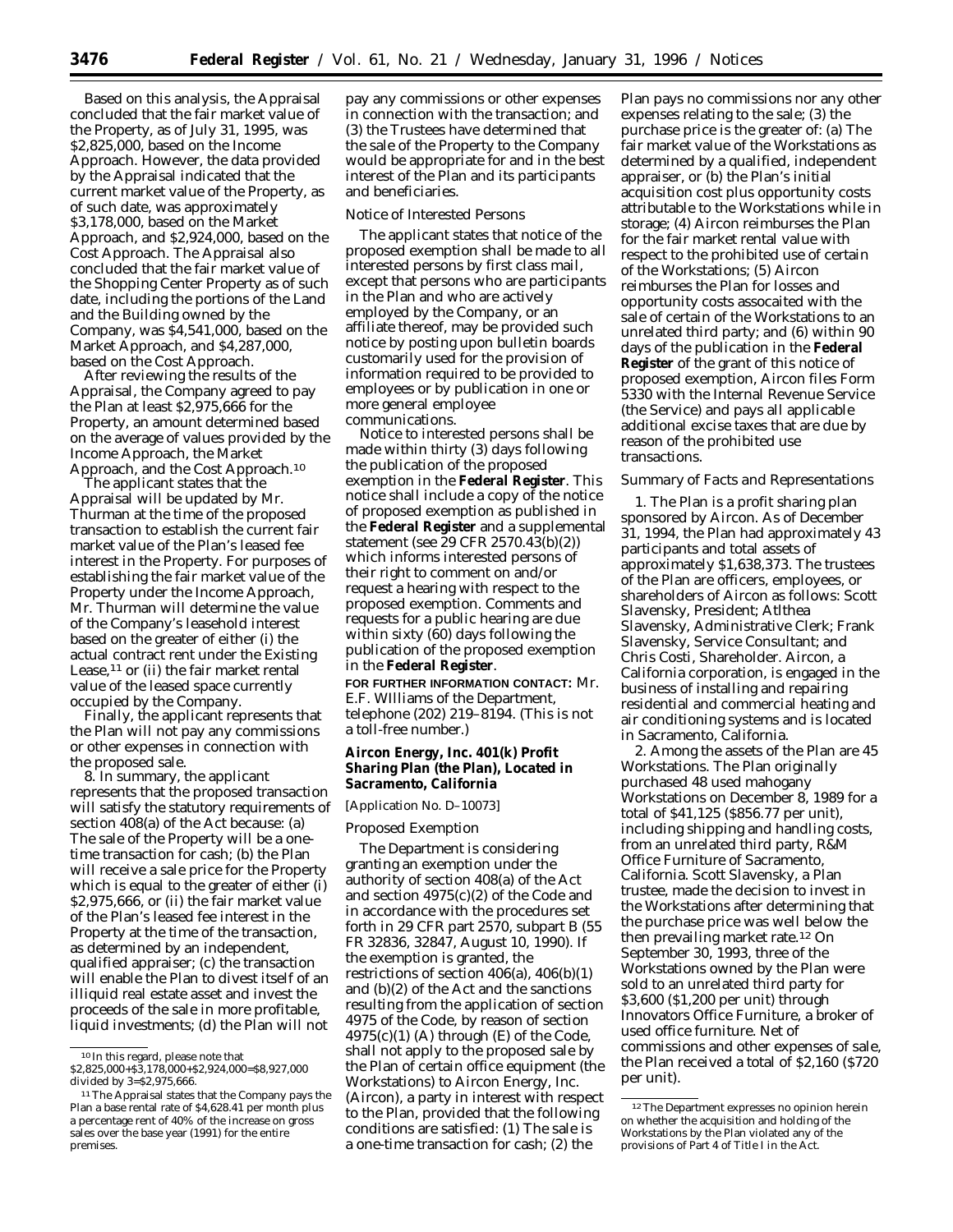Based on this analysis, the Appraisal concluded that the fair market value of the Property, as of July 31, 1995, was $2,825,000, based on the Income Approach. However, the data provided by the Appraisal indicated that the current market value of the Property, as of such date, was approximately $3,178,000, based on the Market Approach, and $2,924,000, based on the Cost Approach. The Appraisal also concluded that the fair market value of the Shopping Center Property as of such date, including the portions of the Land and the Building owned by the Company, was $4,541,000, based on the Market Approach, and $4,287,000, based on the Cost Approach.

After reviewing the results of the Appraisal, the Company agreed to pay the Plan at least $2,975,666 for the Property, an amount determined based on the average of values provided by the Income Approach, the Market Approach, and the Cost Approach.[10]

The applicant states that the Appraisal will be updated by Mr. Thurman at the time of the proposed transaction to establish the current fair market value of the Plan's leased fee interest in the Property. For purposes of establishing the fair market value of the Property under the Income Approach, Mr. Thurman will determine the value of the Company's leasehold interest based on the greater of either (i) the actual contract rent under the Existing Lease,[11] or (ii) the fair market rental value of the leased space currently occupied by the Company.

Finally, the applicant represents that the Plan will not pay any commissions or other expenses in connection with the proposed sale.

8. In summary, the applicant represents that the proposed transaction will satisfy the statutory requirements of section 408(a) of the Act because: (a) The sale of the Property will be a one-time transaction for cash; (b) the Plan will receive a sale price for the Property which is equal to the greater of either (i) $2,975,666, or (ii) the fair market value of the Plan's leased fee interest in the Property at the time of the transaction, as determined by an independent, qualified appraiser; (c) the transaction will enable the Plan to divest itself of an illiquid real estate asset and invest the proceeds of the sale in more profitable, liquid investments; (d) the Plan will not pay any commissions or other expenses in connection with the transaction; and (3) the Trustees have determined that the sale of the Property to the Company would be appropriate for and in the best interest of the Plan and its participants and beneficiaries.

*Notice of Interested Persons*

The applicant states that notice of the proposed exemption shall be made to all interested persons by first class mail, except that persons who are participants in the Plan and who are actively employed by the Company, or an affiliate thereof, may be provided such notice by posting upon bulletin boards customarily used for the provision of information required to be provided to employees or by publication in one or more general employee communications.

Notice to interested persons shall be made within thirty (3) days following the publication of the proposed exemption in the **Federal Register**. This notice shall include a copy of the notice of proposed exemption as published in the **Federal Register** and a supplemental statement (see 29 CFR 2570.43(b)(2)) which informs interested persons of their right to comment on and/or request a hearing with respect to the proposed exemption. Comments and requests for a public hearing are due within sixty (60) days following the publication of the proposed exemption in the **Federal Register**.

**FOR FURTHER INFORMATION CONTACT:** Mr. E.F. WIlliams of the Department, telephone (202) 219–8194. (This is not a toll-free number.)

## Aircon Energy, Inc. 401(k) Profit Sharing Plan (the Plan), Located in Sacramento, California

[Application No. D–10073]

*Proposed Exemption*

The Department is considering granting an exemption under the authority of section 408(a) of the Act and section 4975(c)(2) of the Code and in accordance with the procedures set forth in 29 CFR part 2570, subpart B (55 FR 32836, 32847, August 10, 1990). If the exemption is granted, the restrictions of section 406(a), 406(b)(1) and (b)(2) of the Act and the sanctions resulting from the application of section 4975 of the Code, by reason of section 4975(c)(1) (A) through (E) of the Code, shall not apply to the proposed sale by the Plan of certain office equipment (the Workstations) to Aircon Energy, Inc. (Aircon), a party in interest with respect to the Plan, provided that the following conditions are satisfied: (1) The sale is a one-time transaction for cash; (2) the Plan pays no commissions nor any other expenses relating to the sale; (3) the purchase price is the greater of: (a) The fair market value of the Workstations as determined by a qualified, independent appraiser, or (b) the Plan's initial acquisition cost plus opportunity costs attributable to the Workstations while in storage; (4) Aircon reimburses the Plan for the fair market rental value with respect to the prohibited use of certain of the Workstations; (5) Aircon reimburses the Plan for losses and opportunity costs assocaited with the sale of certain of the Workstations to an unrelated third party; and (6) within 90 days of the publication in the **Federal Register** of the grant of this notice of proposed exemption, Aircon files Form 5330 with the Internal Revenue Service (the Service) and pays all applicable additional excise taxes that are due by reason of the prohibited use transactions.

*Summary of Facts and Representations*

1. The Plan is a profit sharing plan sponsored by Aircon. As of December 31, 1994, the Plan had approximately 43 participants and total assets of approximately $1,638,373. The trustees of the Plan are officers, employees, or shareholders of Aircon as follows: Scott Slavensky, President; Atlthea Slavensky, Administrative Clerk; Frank Slavensky, Service Consultant; and Chris Costi, Shareholder. Aircon, a California corporation, is engaged in the business of installing and repairing residential and commercial heating and air conditioning systems and is located in Sacramento, California.

2. Among the assets of the Plan are 45 Workstations. The Plan originally purchased 48 used mahogany Workstations on December 8, 1989 for a total of $41,125 ($856.77 per unit), including shipping and handling costs, from an unrelated third party, R&M Office Furniture of Sacramento, California. Scott Slavensky, a Plan trustee, made the decision to invest in the Workstations after determining that the purchase price was well below the then prevailing market rate.[12] On September 30, 1993, three of the Workstations owned by the Plan were sold to an unrelated third party for $3,600 ($1,200 per unit) through Innovators Office Furniture, a broker of used office furniture. Net of commissions and other expenses of sale, the Plan received a total of $2,160 ($720 per unit).

---

[10] In this regard, please note that $2,825,000+$3,178,000+$2,924,000=$8,927,000 divided by 3=$2,975,666.

[11] The Appraisal states that the Company pays the Plan a base rental rate of $4,628.41 per month plus a percentage rent of 40% of the increase on gross sales over the base year (1991) for the entire premises.

[12] The Department expresses no opinion herein on whether the acquisition and holding of the Workstations by the Plan violated any of the provisions of Part 4 of Title I in the Act.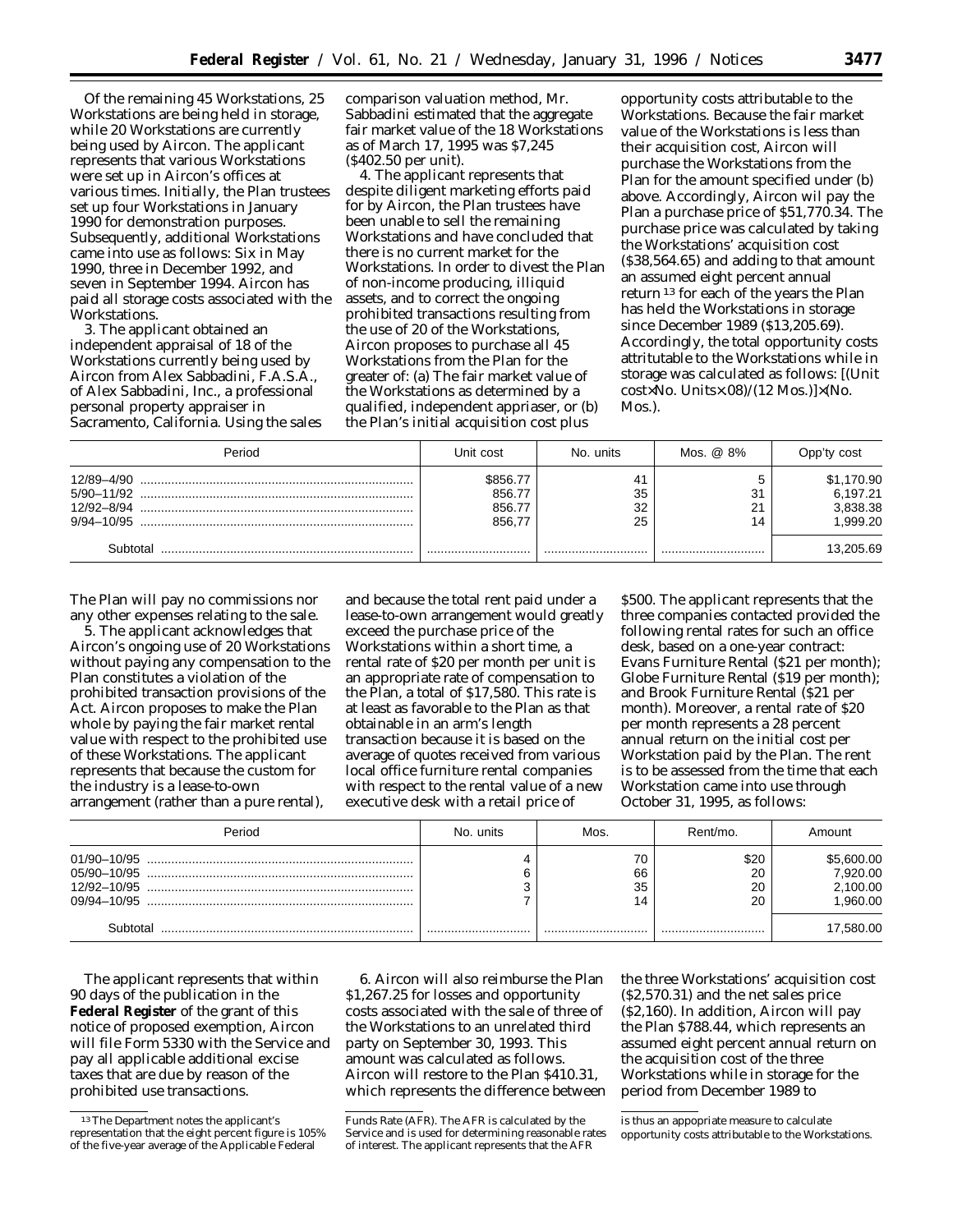Of the remaining 45 Workstations, 25 Workstations are being held in storage, while 20 Workstations are currently being used by Aircon. The applicant represents that various Workstations were set up in Aircon's offices at various times. Initially, the Plan trustees set up four Workstations in January 1990 for demonstration purposes. Subsequently, additional Workstations came into use as follows: Six in May 1990, three in December 1992, and seven in September 1994. Aircon has paid all storage costs associated with the Workstations.

3. The applicant obtained an independent appraisal of 18 of the Workstations currently being used by Aircon from Alex Sabbadini, F.A.S.A., of Alex Sabbadini, Inc., a professional personal property appraiser in Sacramento, California. Using the sales comparison valuation method, Mr. Sabbadini estimated that the aggregate fair market value of the 18 Workstations as of March 17, 1995 was $7,245 ($402.50 per unit).

4. The applicant represents that despite diligent marketing efforts paid for by Aircon, the Plan trustees have been unable to sell the remaining Workstations and have concluded that there is no current market for the Workstations. In order to divest the Plan of non-income producing, illiquid assets, and to correct the ongoing prohibited transactions resulting from the use of 20 of the Workstations, Aircon proposes to purchase all 45 Workstations from the Plan for the greater of: (a) The fair market value of the Workstations as determined by a qualified, independent appriaser, or (b) the Plan's initial acquisition cost plus opportunity costs attributable to the Workstations. Because the fair market value of the Workstations is less than their acquisition cost, Aircon will purchase the Workstations from the Plan for the amount specified under (b) above. Accordingly, Aircon wil pay the Plan a purchase price of $51,770.34. The purchase price was calculated by taking the Workstations' acquisition cost ($38,564.65) and adding to that amount an assumed eight percent annual return[13] for each of the years the Plan has held the Workstations in storage since December 1989 ($13,205.69). Accordingly, the total opportunity costs attritutable to the Workstations while in storage was calculated as follows: [(Unit cost×No. Units×.08)/(12 Mos.)]×(No. Mos.).

| Period | Unit cost | No. units | Mos. @ 8% | Opp'ty cost |
|---|---|---|---|---|
| 12/89–4/90 | $856.77 | 41 | 5 | $1,170.90 |
| 5/90–11/92 | 856.77 | 35 | 31 | 6,197.21 |
| 12/92–8/94 | 856.77 | 32 | 21 | 3,838.38 |
| 9/94–10/95 | 856,77 | 25 | 14 | 1,999.20 |
| Subtotal | | | | 13,205.69 |

The Plan will pay no commissions nor any other expenses relating to the sale.

5. The applicant acknowledges that Aircon's ongoing use of 20 Workstations without paying any compensation to the Plan constitutes a violation of the prohibited transaction provisions of the Act. Aircon proposes to make the Plan whole by paying the fair market rental value with respect to the prohibited use of these Workstations. The applicant represents that because the custom for the industry is a lease-to-own arrangement (rather than a pure rental), and because the total rent paid under a lease-to-own arrangement would greatly exceed the purchase price of the Workstations within a short time, a rental rate of $20 per month per unit is an appropriate rate of compensation to the Plan, a total of $17,580. This rate is at least as favorable to the Plan as that obtainable in an arm's length transaction because it is based on the average of quotes received from various local office furniture rental companies with respect to the rental value of a new executive desk with a retail price of $500. The applicant represents that the three companies contacted provided the following rental rates for such an office desk, based on a one-year contract: Evans Furniture Rental ($21 per month); Globe Furniture Rental ($19 per month); and Brook Furniture Rental ($21 per month). Moreover, a rental rate of $20 per month represents a 28 percent annual return on the initial cost per Workstation paid by the Plan. The rent is to be assessed from the time that each Workstation came into use through October 31, 1995, as follows:

| Period | No. units | Mos. | Rent/mo. | Amount |
|---|---|---|---|---|
| 01/90–10/95 | 4 | 70 | $20 | $5,600.00 |
| 05/90–10/95 | 6 | 66 | 20 | 7,920.00 |
| 12/92–10/95 | 3 | 35 | 20 | 2,100.00 |
| 09/94–10/95 | 7 | 14 | 20 | 1,960.00 |
| Subtotal | | | | 17,580.00 |

The applicant represents that within 90 days of the publication in the **Federal Register** of the grant of this notice of proposed exemption, Aircon will file Form 5330 with the Service and pay all applicable additional excise taxes that are due by reason of the prohibited use transactions.

6. Aircon will also reimburse the Plan $1,267.25 for losses and opportunity costs associated with the sale of three of the Workstations to an unrelated third party on September 30, 1993. This amount was calculated as follows. Aircon will restore to the Plan $410.31, which represents the difference between the three Workstations' acquisition cost ($2,570.31) and the net sales price ($2,160). In addition, Aircon will pay the Plan $788.44, which represents an assumed eight percent annual return on the acquisition cost of the three Workstations while in storage for the period from December 1989 to

[13] The Department notes the applicant's representation that the eight percent figure is 105% of the five-year average of the Applicable Federal Funds Rate (AFR). The AFR is calculated by the Service and is used for determining reasonable rates of interest. The applicant represents that the AFR is thus an appopriate measure to calculate opportunity costs attributable to the Workstations.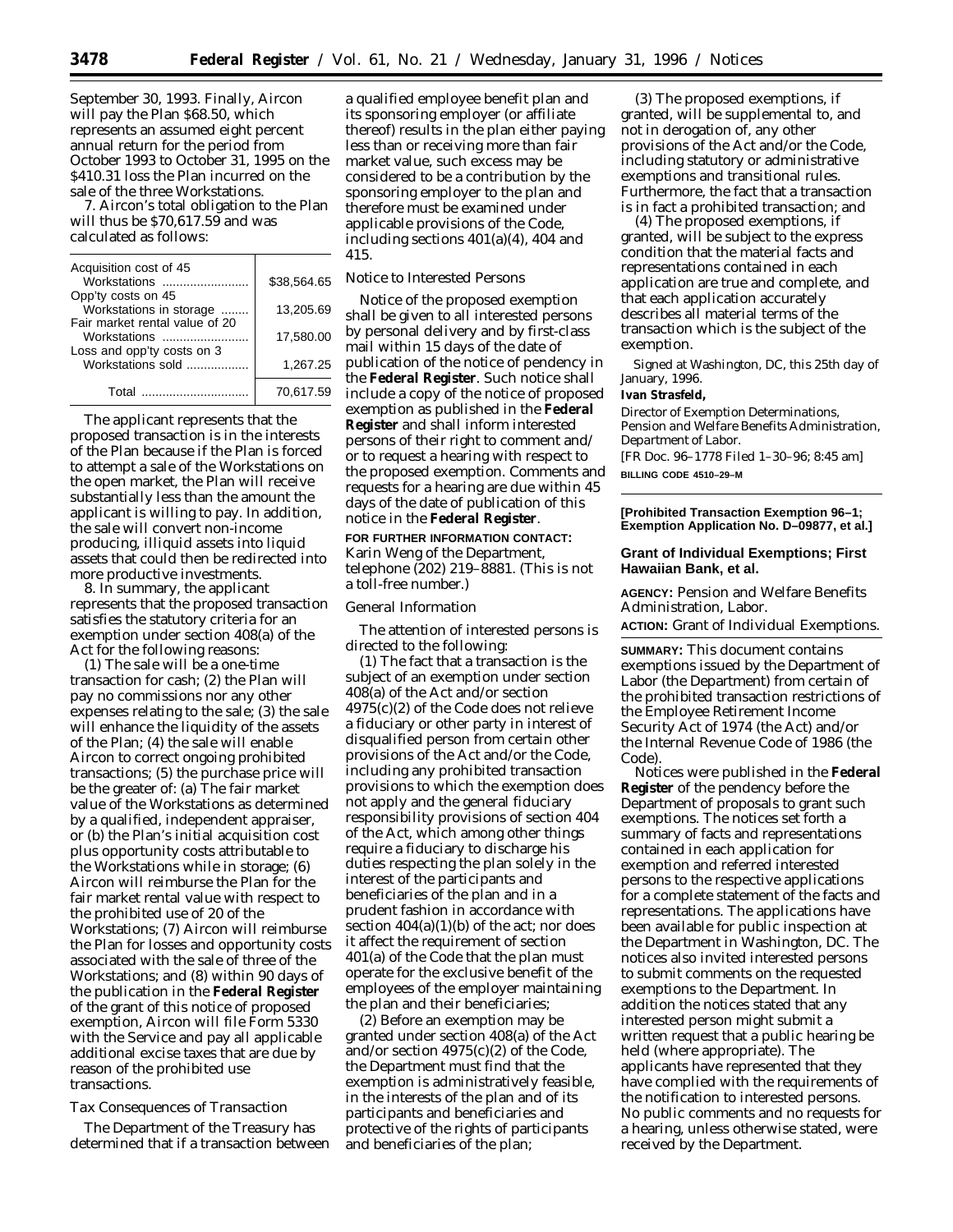September 30, 1993. Finally, Aircon will pay the Plan $68.50, which represents an assumed eight percent annual return for the period from October 1993 to October 31, 1995 on the $410.31 loss the Plan incurred on the sale of the three Workstations.

7. Aircon's total obligation to the Plan will thus be $70,617.59 and was calculated as follows:

| | |
|---|---|
| Acquisition cost of 45 Workstations | $38,564.65 |
| Opp'ty costs on 45 Workstations in storage | 13,205.69 |
| Fair market rental value of 20 Workstations | 17,580.00 |
| Loss and opp'ty costs on 3 Workstations sold | 1,267.25 |
| Total | 70,617.59 |

The applicant represents that the proposed transaction is in the interests of the Plan because if the Plan is forced to attempt a sale of the Workstations on the open market, the Plan will receive substantially less than the amount the applicant is willing to pay. In addition, the sale will convert non-income producing, illiquid assets into liquid assets that could then be redirected into more productive investments.

8. In summary, the applicant represents that the proposed transaction satisfies the statutory criteria for an exemption under section 408(a) of the Act for the following reasons:

(1) The sale will be a one-time transaction for cash; (2) the Plan will pay no commissions nor any other expenses relating to the sale; (3) the sale will enhance the liquidity of the assets of the Plan; (4) the sale will enable Aircon to correct ongoing prohibited transactions; (5) the purchase price will be the greater of: (a) The fair market value of the Workstations as determined by a qualified, independent appraiser, or (b) the Plan's initial acquisition cost plus opportunity costs attributable to the Workstations while in storage; (6) Aircon will reimburse the Plan for the fair market rental value with respect to the prohibited use of 20 of the Workstations; (7) Aircon will reimburse the Plan for losses and opportunity costs associated with the sale of three of the Workstations; and (8) within 90 days of the publication in the **Federal Register** of the grant of this notice of proposed exemption, Aircon will file Form 5330 with the Service and pay all applicable additional excise taxes that are due by reason of the prohibited use transactions.

*Tax Consequences of Transaction*

The Department of the Treasury has determined that if a transaction between a qualified employee benefit plan and its sponsoring employer (or affiliate thereof) results in the plan either paying less than or receiving more than fair market value, such excess may be considered to be a contribution by the sponsoring employer to the plan and therefore must be examined under applicable provisions of the Code, including sections 401(a)(4), 404 and 415.

*Notice to Interested Persons*

Notice of the proposed exemption shall be given to all interested persons by personal delivery and by first-class mail within 15 days of the date of publication of the notice of pendency in the **Federal Register**. Such notice shall include a copy of the notice of proposed exemption as published in the **Federal Register** and shall inform interested persons of their right to comment and/or to request a hearing with respect to the proposed exemption. Comments and requests for a hearing are due within 45 days of the date of publication of this notice in the **Federal Register**.

**FOR FURTHER INFORMATION CONTACT:** Karin Weng of the Department, telephone (202) 219–8881. (This is not a toll-free number.)

*General Information*

The attention of interested persons is directed to the following:

(1) The fact that a transaction is the subject of an exemption under section 408(a) of the Act and/or section 4975(c)(2) of the Code does not relieve a fiduciary or other party in interest of disqualified person from certain other provisions of the Act and/or the Code, including any prohibited transaction provisions to which the exemption does not apply and the general fiduciary responsibility provisions of section 404 of the Act, which among other things require a fiduciary to discharge his duties respecting the plan solely in the interest of the participants and beneficiaries of the plan and in a prudent fashion in accordance with section 404(a)(1)(b) of the act; nor does it affect the requirement of section 401(a) of the Code that the plan must operate for the exclusive benefit of the employees of the employer maintaining the plan and their beneficiaries;

(2) Before an exemption may be granted under section 408(a) of the Act and/or section 4975(c)(2) of the Code, the Department must find that the exemption is administratively feasible, in the interests of the plan and of its participants and beneficiaries and protective of the rights of participants and beneficiaries of the plan;

(3) The proposed exemptions, if granted, will be supplemental to, and not in derogation of, any other provisions of the Act and/or the Code, including statutory or administrative exemptions and transitional rules. Furthermore, the fact that a transaction is in fact a prohibited transaction; and

(4) The proposed exemptions, if granted, will be subject to the express condition that the material facts and representations contained in each application are true and complete, and that each application accurately describes all material terms of the transaction which is the subject of the exemption.

Signed at Washington, DC, this 25th day of January, 1996.

**Ivan Strasfeld,**

*Director of Exemption Determinations, Pension and Welfare Benefits Administration, Department of Labor.*

[FR Doc. 96–1778 Filed 1–30–96; 8:45 am]

**BILLING CODE 4510–29–M**

---

**[Prohibited Transaction Exemption 96–1; Exemption Application No. D–09877, et al.]**

## Grant of Individual Exemptions; First Hawaiian Bank, et al.

**AGENCY:** Pension and Welfare Benefits Administration, Labor.

**ACTION:** Grant of Individual Exemptions.

**SUMMARY:** This document contains exemptions issued by the Department of Labor (the Department) from certain of the prohibited transaction restrictions of the Employee Retirement Income Security Act of 1974 (the Act) and/or the Internal Revenue Code of 1986 (the Code).

Notices were published in the **Federal Register** of the pendency before the Department of proposals to grant such exemptions. The notices set forth a summary of facts and representations contained in each application for exemption and referred interested persons to the respective applications for a complete statement of the facts and representations. The applications have been available for public inspection at the Department in Washington, DC. The notices also invited interested persons to submit comments on the requested exemptions to the Department. In addition the notices stated that any interested person might submit a written request that a public hearing be held (where appropriate). The applicants have represented that they have complied with the requirements of the notification to interested persons. No public comments and no requests for a hearing, unless otherwise stated, were received by the Department.